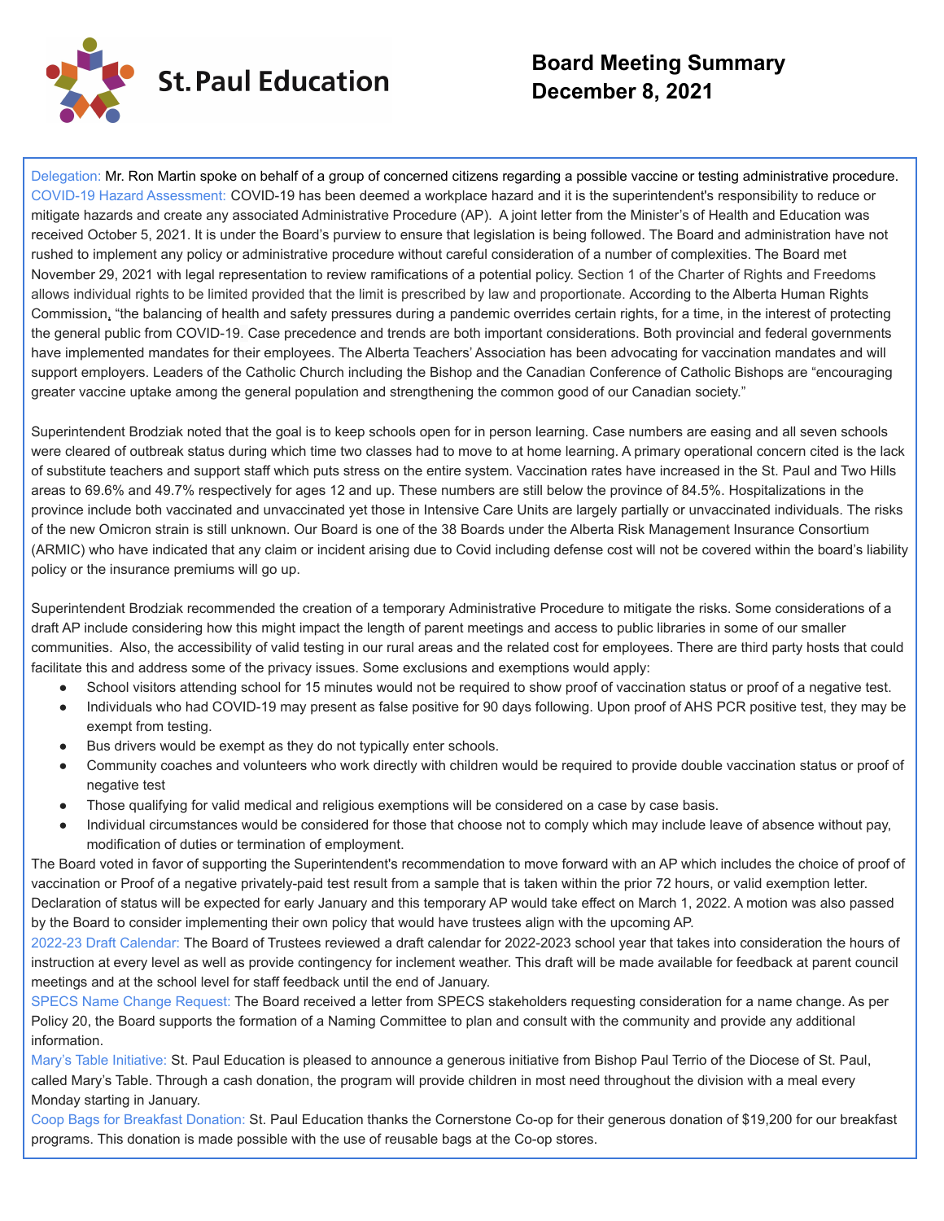St. Paul Education

# Board Meeting Summary
# December 8, 2021

**Delegation:** Mr. Ron Martin spoke on behalf of a group of concerned citizens regarding a possible vaccine or testing administrative procedure.

**COVID-19 Hazard Assessment:** COVID-19 has been deemed a workplace hazard and it is the superintendent's responsibility to reduce or mitigate hazards and create any associated Administrative Procedure (AP). A joint letter from the Minister's of Health and Education was received October 5, 2021. It is under the Board's purview to ensure that legislation is being followed. The Board and administration have not rushed to implement any policy or administrative procedure without careful consideration of a number of complexities. The Board met November 29, 2021 with legal representation to review ramifications of a potential policy. Section 1 of the Charter of Rights and Freedoms allows individual rights to be limited provided that the limit is prescribed by law and proportionate. According to the Alberta Human Rights Commission, "the balancing of health and safety pressures during a pandemic overrides certain rights, for a time, in the interest of protecting the general public from COVID-19. Case precedence and trends are both important considerations. Both provincial and federal governments have implemented mandates for their employees. The Alberta Teachers' Association has been advocating for vaccination mandates and will support employers. Leaders of the Catholic Church including the Bishop and the Canadian Conference of Catholic Bishops are "encouraging greater vaccine uptake among the general population and strengthening the common good of our Canadian society."

Superintendent Brodziak noted that the goal is to keep schools open for in person learning. Case numbers are easing and all seven schools were cleared of outbreak status during which time two classes had to move to at home learning. A primary operational concern cited is the lack of substitute teachers and support staff which puts stress on the entire system. Vaccination rates have increased in the St. Paul and Two Hills areas to 69.6% and 49.7% respectively for ages 12 and up. These numbers are still below the province of 84.5%. Hospitalizations in the province include both vaccinated and unvaccinated yet those in Intensive Care Units are largely partially or unvaccinated individuals. The risks of the new Omicron strain is still unknown. Our Board is one of the 38 Boards under the Alberta Risk Management Insurance Consortium (ARMIC) who have indicated that any claim or incident arising due to Covid including defense cost will not be covered within the board's liability policy or the insurance premiums will go up.

Superintendent Brodziak recommended the creation of a temporary Administrative Procedure to mitigate the risks. Some considerations of a draft AP include considering how this might impact the length of parent meetings and access to public libraries in some of our smaller communities. Also, the accessibility of valid testing in our rural areas and the related cost for employees. There are third party hosts that could facilitate this and address some of the privacy issues. Some exclusions and exemptions would apply:

- School visitors attending school for 15 minutes would not be required to show proof of vaccination status or proof of a negative test.
- Individuals who had COVID-19 may present as false positive for 90 days following. Upon proof of AHS PCR positive test, they may be exempt from testing.
- Bus drivers would be exempt as they do not typically enter schools.
- Community coaches and volunteers who work directly with children would be required to provide double vaccination status or proof of negative test
- Those qualifying for valid medical and religious exemptions will be considered on a case by case basis.
- Individual circumstances would be considered for those that choose not to comply which may include leave of absence without pay, modification of duties or termination of employment.

The Board voted in favor of supporting the Superintendent's recommendation to move forward with an AP which includes the choice of proof of vaccination or Proof of a negative privately-paid test result from a sample that is taken within the prior 72 hours, or valid exemption letter. Declaration of status will be expected for early January and this temporary AP would take effect on March 1, 2022. A motion was also passed by the Board to consider implementing their own policy that would have trustees align with the upcoming AP.

**2022-23 Draft Calendar:** The Board of Trustees reviewed a draft calendar for 2022-2023 school year that takes into consideration the hours of instruction at every level as well as provide contingency for inclement weather. This draft will be made available for feedback at parent council meetings and at the school level for staff feedback until the end of January.

**SPECS Name Change Request:** The Board received a letter from SPECS stakeholders requesting consideration for a name change. As per Policy 20, the Board supports the formation of a Naming Committee to plan and consult with the community and provide any additional information.

**Mary's Table Initiative:** St. Paul Education is pleased to announce a generous initiative from Bishop Paul Terrio of the Diocese of St. Paul, called Mary's Table. Through a cash donation, the program will provide children in most need throughout the division with a meal every Monday starting in January.

**Coop Bags for Breakfast Donation:** St. Paul Education thanks the Cornerstone Co-op for their generous donation of $19,200 for our breakfast programs. This donation is made possible with the use of reusable bags at the Co-op stores.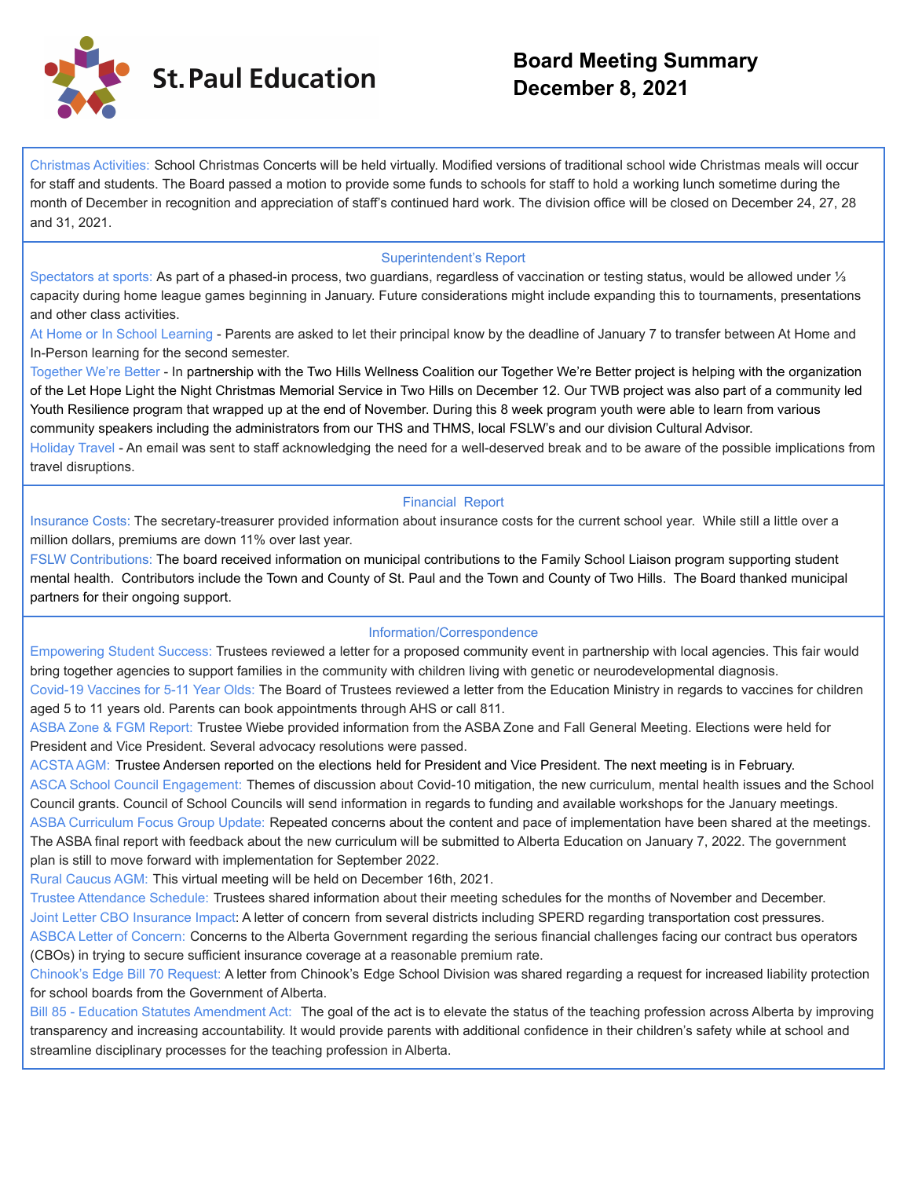St. Paul Education

# Board Meeting Summary December 8, 2021

Christmas Activities: School Christmas Concerts will be held virtually. Modified versions of traditional school wide Christmas meals will occur for staff and students. The Board passed a motion to provide some funds to schools for staff to hold a working lunch sometime during the month of December in recognition and appreciation of staff's continued hard work. The division office will be closed on December 24, 27, 28 and 31, 2021.

## Superintendent's Report

Spectators at sports: As part of a phased-in process, two guardians, regardless of vaccination or testing status, would be allowed under ⅓ capacity during home league games beginning in January. Future considerations might include expanding this to tournaments, presentations and other class activities.

At Home or In School Learning - Parents are asked to let their principal know by the deadline of January 7 to transfer between At Home and In-Person learning for the second semester.

Together We're Better - In partnership with the Two Hills Wellness Coalition our Together We're Better project is helping with the organization of the Let Hope Light the Night Christmas Memorial Service in Two Hills on December 12. Our TWB project was also part of a community led Youth Resilience program that wrapped up at the end of November. During this 8 week program youth were able to learn from various community speakers including the administrators from our THS and THMS, local FSLW's and our division Cultural Advisor.

Holiday Travel - An email was sent to staff acknowledging the need for a well-deserved break and to be aware of the possible implications from travel disruptions.

## Financial Report

Insurance Costs: The secretary-treasurer provided information about insurance costs for the current school year. While still a little over a million dollars, premiums are down 11% over last year.

FSLW Contributions: The board received information on municipal contributions to the Family School Liaison program supporting student mental health. Contributors include the Town and County of St. Paul and the Town and County of Two Hills. The Board thanked municipal partners for their ongoing support.

## Information/Correspondence

Empowering Student Success: Trustees reviewed a letter for a proposed community event in partnership with local agencies. This fair would bring together agencies to support families in the community with children living with genetic or neurodevelopmental diagnosis.

Covid-19 Vaccines for 5-11 Year Olds: The Board of Trustees reviewed a letter from the Education Ministry in regards to vaccines for children aged 5 to 11 years old. Parents can book appointments through AHS or call 811.

ASBA Zone & FGM Report: Trustee Wiebe provided information from the ASBA Zone and Fall General Meeting. Elections were held for President and Vice President. Several advocacy resolutions were passed.

ACSTA AGM: Trustee Andersen reported on the elections held for President and Vice President. The next meeting is in February.

ASCA School Council Engagement: Themes of discussion about Covid-10 mitigation, the new curriculum, mental health issues and the School Council grants. Council of School Councils will send information in regards to funding and available workshops for the January meetings.

ASBA Curriculum Focus Group Update: Repeated concerns about the content and pace of implementation have been shared at the meetings. The ASBA final report with feedback about the new curriculum will be submitted to Alberta Education on January 7, 2022. The government plan is still to move forward with implementation for September 2022.

Rural Caucus AGM: This virtual meeting will be held on December 16th, 2021.

Trustee Attendance Schedule: Trustees shared information about their meeting schedules for the months of November and December.

Joint Letter CBO Insurance Impact: A letter of concern from several districts including SPERD regarding transportation cost pressures.

ASBCA Letter of Concern: Concerns to the Alberta Government regarding the serious financial challenges facing our contract bus operators (CBOs) in trying to secure sufficient insurance coverage at a reasonable premium rate.

Chinook's Edge Bill 70 Request: A letter from Chinook's Edge School Division was shared regarding a request for increased liability protection for school boards from the Government of Alberta.

Bill 85 - Education Statutes Amendment Act: The goal of the act is to elevate the status of the teaching profession across Alberta by improving transparency and increasing accountability. It would provide parents with additional confidence in their children's safety while at school and streamline disciplinary processes for the teaching profession in Alberta.